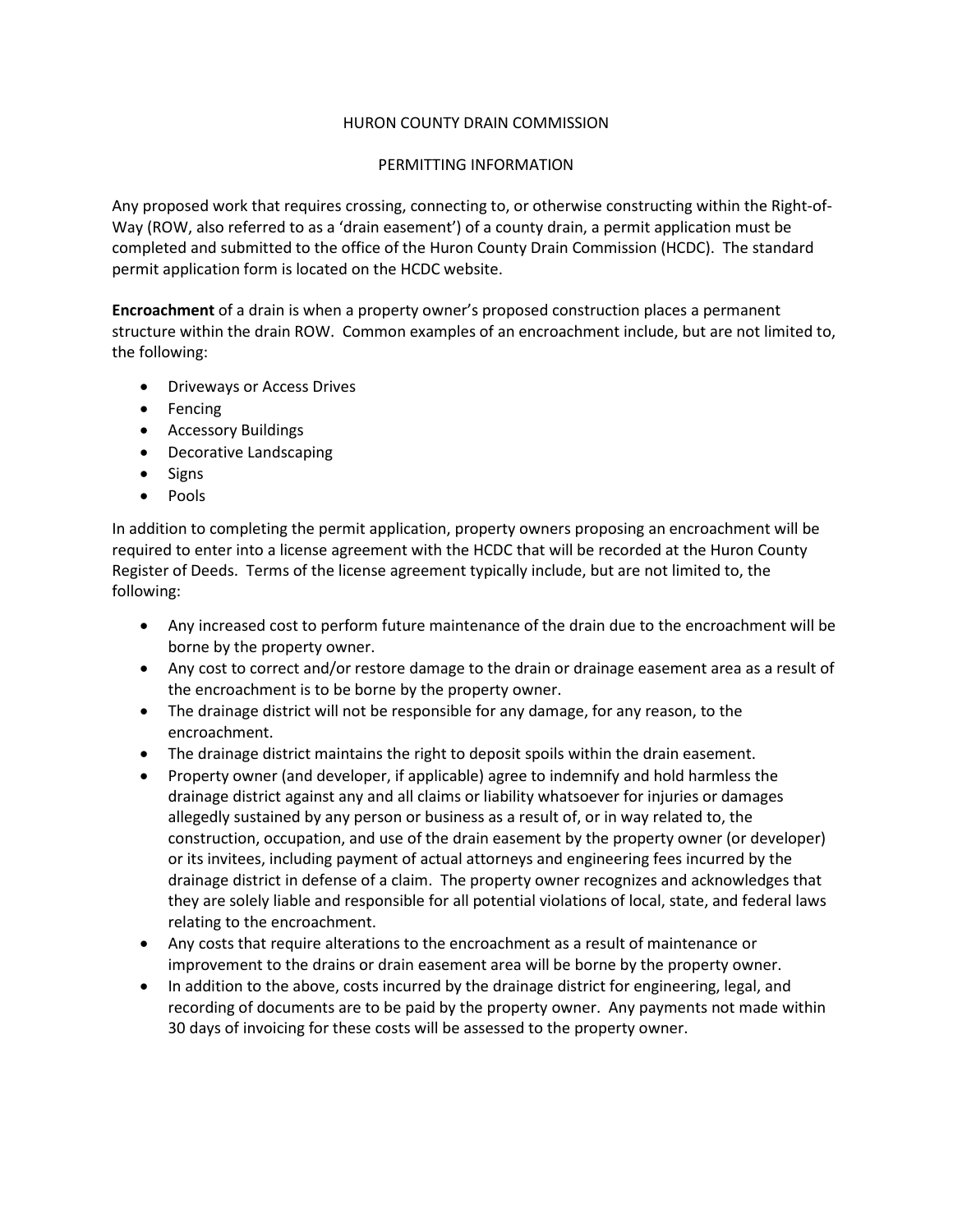# HURON COUNTY DRAIN COMMISSION

## PERMITTING INFORMATION

Any proposed work that requires crossing, connecting to, or otherwise constructing within the Right-of-Way (ROW, also referred to as a 'drain easement') of a county drain, a permit application must be completed and submitted to the office of the Huron County Drain Commission (HCDC). The standard permit application form is located on the HCDC website.

**Encroachment** of a drain is when a property owner's proposed construction places a permanent structure within the drain ROW. Common examples of an encroachment include, but are not limited to, the following:

- Driveways or Access Drives
- Fencing
- Accessory Buildings
- Decorative Landscaping
- Signs
- Pools

In addition to completing the permit application, property owners proposing an encroachment will be required to enter into a license agreement with the HCDC that will be recorded at the Huron County Register of Deeds. Terms of the license agreement typically include, but are not limited to, the following:

- Any increased cost to perform future maintenance of the drain due to the encroachment will be borne by the property owner.
- Any cost to correct and/or restore damage to the drain or drainage easement area as a result of the encroachment is to be borne by the property owner.
- The drainage district will not be responsible for any damage, for any reason, to the encroachment.
- The drainage district maintains the right to deposit spoils within the drain easement.
- Property owner (and developer, if applicable) agree to indemnify and hold harmless the drainage district against any and all claims or liability whatsoever for injuries or damages allegedly sustained by any person or business as a result of, or in way related to, the construction, occupation, and use of the drain easement by the property owner (or developer) or its invitees, including payment of actual attorneys and engineering fees incurred by the drainage district in defense of a claim. The property owner recognizes and acknowledges that they are solely liable and responsible for all potential violations of local, state, and federal laws relating to the encroachment.
- Any costs that require alterations to the encroachment as a result of maintenance or improvement to the drains or drain easement area will be borne by the property owner.
- In addition to the above, costs incurred by the drainage district for engineering, legal, and recording of documents are to be paid by the property owner. Any payments not made within 30 days of invoicing for these costs will be assessed to the property owner.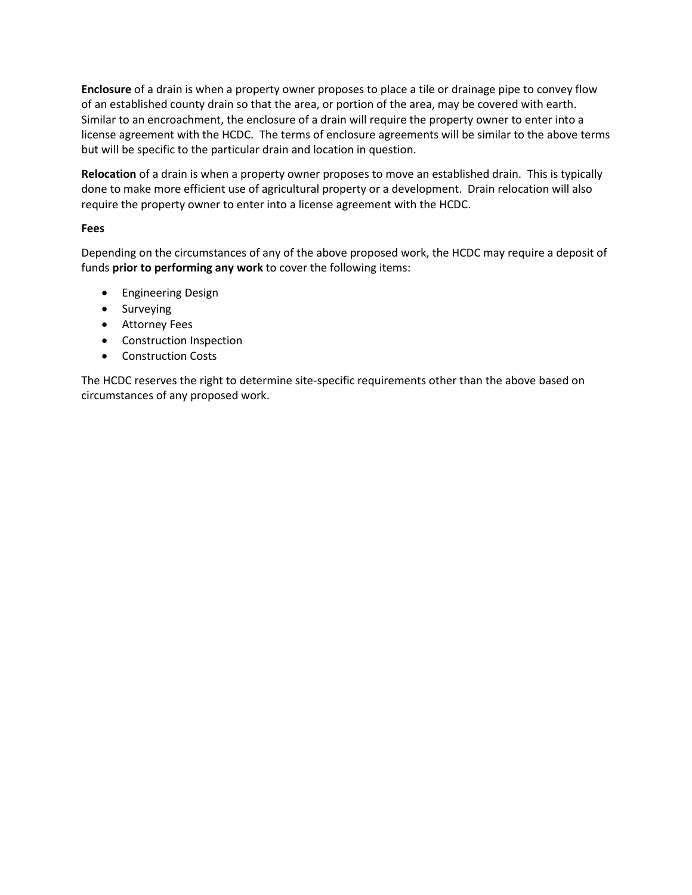**Enclosure** of a drain is when a property owner proposes to place a tile or drainage pipe to convey flow of an established county drain so that the area, or portion of the area, may be covered with earth. Similar to an encroachment, the enclosure of a drain will require the property owner to enter into a license agreement with the HCDC. The terms of enclosure agreements will be similar to the above terms but will be specific to the particular drain and location in question.

**Relocation** of a drain is when a property owner proposes to move an established drain. This is typically done to make more efficient use of agricultural property or a development. Drain relocation will also require the property owner to enter into a license agreement with the HCDC.

**Fees**

Depending on the circumstances of any of the above proposed work, the HCDC may require a deposit of funds **prior to performing any work** to cover the following items:

- Engineering Design
- Surveying
- Attorney Fees
- Construction Inspection
- Construction Costs

The HCDC reserves the right to determine site-specific requirements other than the above based on circumstances of any proposed work.